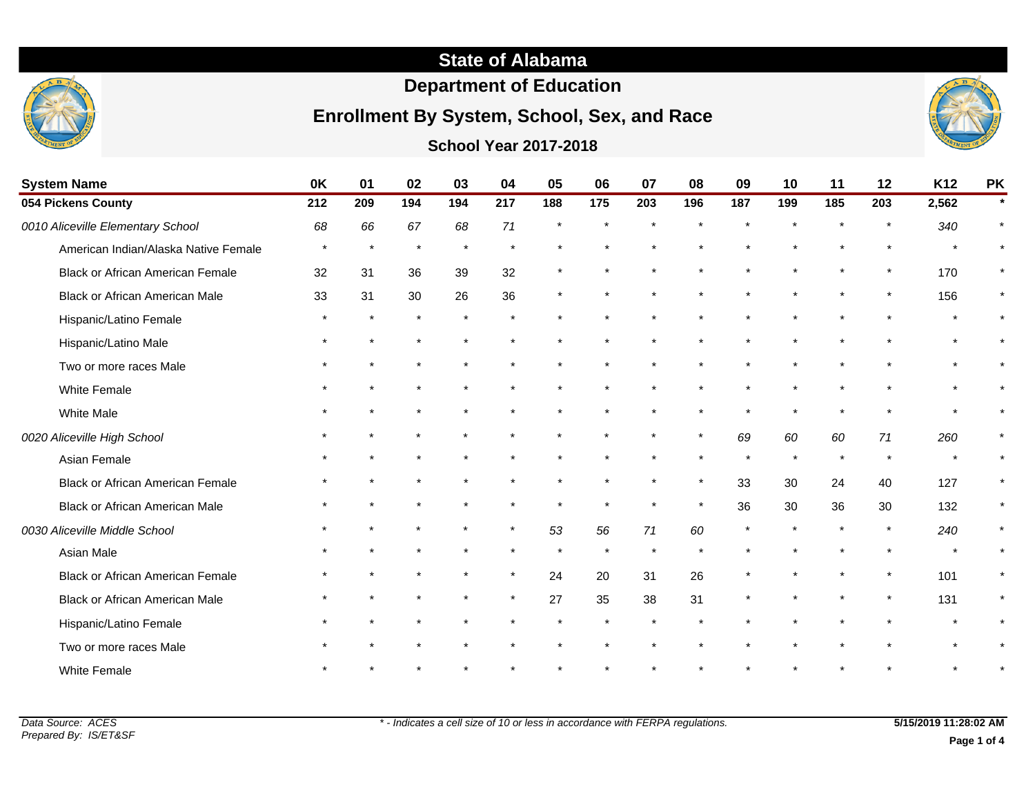# State of Alabama

## Department of Education

## Enrollment By System, School, Sex, and Race

### School Year 2017-2018

| System Name | 0K | 01 | 02 | 03 | 04 | 05 | 06 | 07 | 08 | 09 | 10 | 11 | 12 | K12 | PK |
|---|---|---|---|---|---|---|---|---|---|---|---|---|---|---|---|
| **054 Pickens County** | **212** | **209** | **194** | **194** | **217** | **188** | **175** | **203** | **196** | **187** | **199** | **185** | **203** | **2,562** | * |
| *0010 Aliceville Elementary School* | *68* | *66* | *67* | *68* | *71* | * | * | * | * | * | * | * | * | *340* | * |
| American Indian/Alaska Native Female | * | * | * | * | * | * | * | * | * | * | * | * | * | * | * |
| Black or African American Female | 32 | 31 | 36 | 39 | 32 | * | * | * | * | * | * | * | * | 170 | * |
| Black or African American Male | 33 | 31 | 30 | 26 | 36 | * | * | * | * | * | * | * | * | 156 | * |
| Hispanic/Latino Female | * | * | * | * | * | * | * | * | * | * | * | * | * | * | * |
| Hispanic/Latino Male | * | * | * | * | * | * | * | * | * | * | * | * | * | * | * |
| Two or more races Male | * | * | * | * | * | * | * | * | * | * | * | * | * | * | * |
| White Female | * | * | * | * | * | * | * | * | * | * | * | * | * | * | * |
| White Male | * | * | * | * | * | * | * | * | * | * | * | * | * | * | * |
| *0020 Aliceville High School* | * | * | * | * | * | * | * | * | * | *69* | *60* | *60* | *71* | *260* | * |
| Asian Female | * | * | * | * | * | * | * | * | * | * | * | * | * | * | * |
| Black or African American Female | * | * | * | * | * | * | * | * | * | 33 | 30 | 24 | 40 | 127 | * |
| Black or African American Male | * | * | * | * | * | * | * | * | * | 36 | 30 | 36 | 30 | 132 | * |
| *0030 Aliceville Middle School* | * | * | * | * | * | *53* | *56* | *71* | *60* | * | * | * | * | *240* | * |
| Asian Male | * | * | * | * | * | * | * | * | * | * | * | * | * | * | * |
| Black or African American Female | * | * | * | * | * | 24 | 20 | 31 | 26 | * | * | * | * | 101 | * |
| Black or African American Male | * | * | * | * | * | 27 | 35 | 38 | 31 | * | * | * | * | 131 | * |
| Hispanic/Latino Female | * | * | * | * | * | * | * | * | * | * | * | * | * | * | * |
| Two or more races Male | * | * | * | * | * | * | * | * | * | * | * | * | * | * | * |
| White Female | * | * | * | * | * | * | * | * | * | * | * | * | * | * | * |

*Data Source: ACES*
*Prepared By: IS/ET&SF*

*\* - Indicates a cell size of 10 or less in accordance with FERPA regulations.*

**5/15/2019 11:28:02 AM**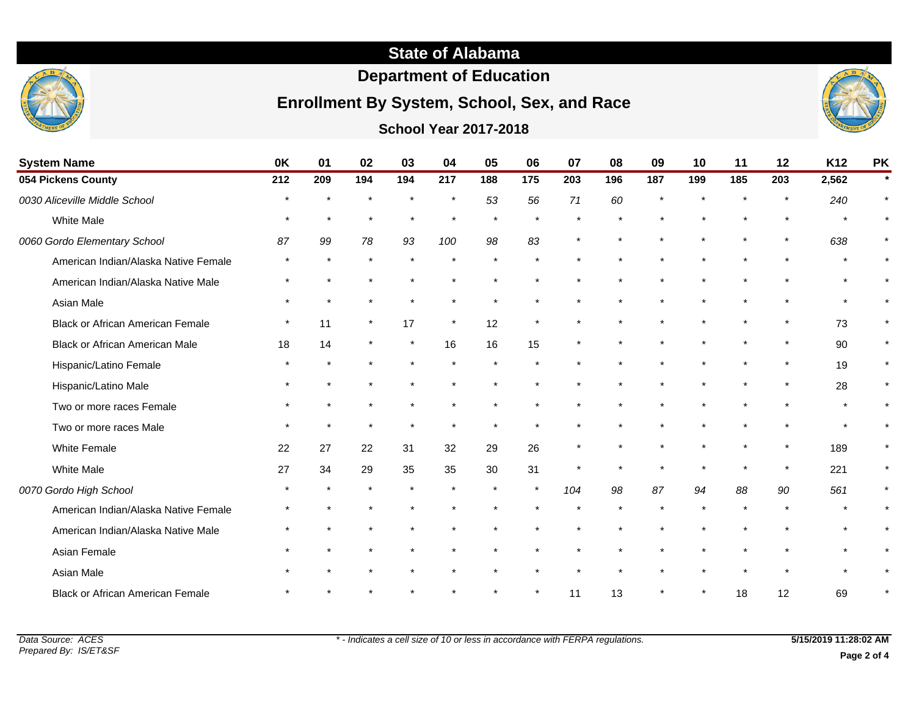# State of Alabama

## Department of Education

## Enrollment By System, School, Sex, and Race

### School Year 2017-2018

| System Name | 0K | 01 | 02 | 03 | 04 | 05 | 06 | 07 | 08 | 09 | 10 | 11 | 12 | K12 | PK |
|---|---|---|---|---|---|---|---|---|---|---|---|---|---|---|---|
| **054 Pickens County** | **212** | **209** | **194** | **194** | **217** | **188** | **175** | **203** | **196** | **187** | **199** | **185** | **203** | **2,562** | ***** |
| *0030 Aliceville Middle School* | * | * | * | * | * | *53* | *56* | *71* | *60* | * | * | * | * | *240* | * |
| White Male | * | * | * | * | * | * | * | * | * | * | * | * | * | * | * |
| *0060 Gordo Elementary School* | *87* | *99* | *78* | *93* | *100* | *98* | *83* | * | * | * | * | * | * | *638* | * |
| American Indian/Alaska Native Female | * | * | * | * | * | * | * | * | * | * | * | * | * | * | * |
| American Indian/Alaska Native Male | * | * | * | * | * | * | * | * | * | * | * | * | * | * | * |
| Asian Male | * | * | * | * | * | * | * | * | * | * | * | * | * | * | * |
| Black or African American Female | * | 11 | * | 17 | * | 12 | * | * | * | * | * | * | * | 73 | * |
| Black or African American Male | 18 | 14 | * | * | 16 | 16 | 15 | * | * | * | * | * | * | 90 | * |
| Hispanic/Latino Female | * | * | * | * | * | * | * | * | * | * | * | * | * | 19 | * |
| Hispanic/Latino Male | * | * | * | * | * | * | * | * | * | * | * | * | * | 28 | * |
| Two or more races Female | * | * | * | * | * | * | * | * | * | * | * | * | * | * | * |
| Two or more races Male | * | * | * | * | * | * | * | * | * | * | * | * | * | * | * |
| White Female | 22 | 27 | 22 | 31 | 32 | 29 | 26 | * | * | * | * | * | * | 189 | * |
| White Male | 27 | 34 | 29 | 35 | 35 | 30 | 31 | * | * | * | * | * | * | 221 | * |
| *0070 Gordo High School* | * | * | * | * | * | * | * | *104* | *98* | *87* | *94* | *88* | *90* | *561* | * |
| American Indian/Alaska Native Female | * | * | * | * | * | * | * | * | * | * | * | * | * | * | * |
| American Indian/Alaska Native Male | * | * | * | * | * | * | * | * | * | * | * | * | * | * | * |
| Asian Female | * | * | * | * | * | * | * | * | * | * | * | * | * | * | * |
| Asian Male | * | * | * | * | * | * | * | * | * | * | * | * | * | * | * |
| Black or African American Female | * | * | * | * | * | * | * | 11 | 13 | * | * | 18 | 12 | 69 | * |

*Data Source: ACES*
*Prepared By: IS/ET&SF*

*\* - Indicates a cell size of 10 or less in accordance with FERPA regulations.*

**5/15/2019 11:28:02 AM**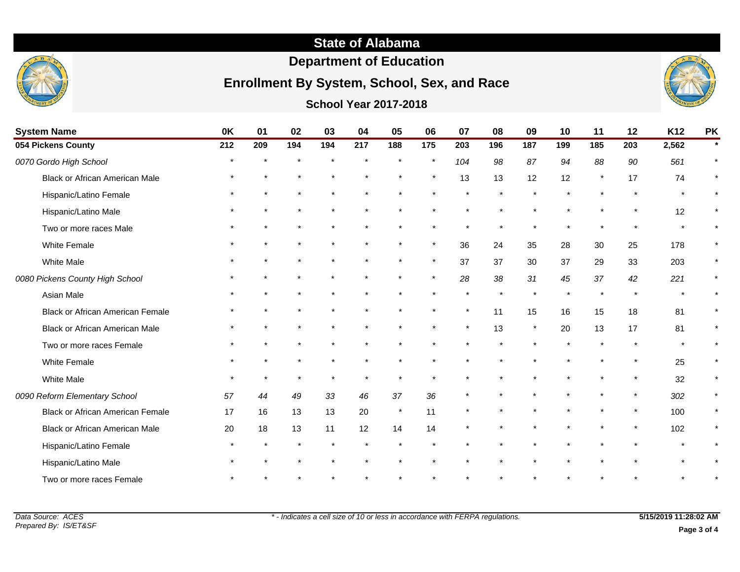# State of Alabama

## Department of Education

## Enrollment By System, School, Sex, and Race

### School Year 2017-2018

| System Name | 0K | 01 | 02 | 03 | 04 | 05 | 06 | 07 | 08 | 09 | 10 | 11 | 12 | K12 | PK |
|---|---|---|---|---|---|---|---|---|---|---|---|---|---|---|---|
| **054 Pickens County** | **212** | **209** | **194** | **194** | **217** | **188** | **175** | **203** | **196** | **187** | **199** | **185** | **203** | **2,562** | ***** |
| *0070 Gordo High School* | * | * | * | * | * | * | * | *104* | *98* | *87* | *94* | *88* | *90* | *561* | * |
| Black or African American Male | * | * | * | * | * | * | * | 13 | 13 | 12 | 12 | * | 17 | 74 | * |
| Hispanic/Latino Female | * | * | * | * | * | * | * | * | * | * | * | * | * | * | * |
| Hispanic/Latino Male | * | * | * | * | * | * | * | * | * | * | * | * | * | 12 | * |
| Two or more races Male | * | * | * | * | * | * | * | * | * | * | * | * | * | * | * |
| White Female | * | * | * | * | * | * | * | 36 | 24 | 35 | 28 | 30 | 25 | 178 | * |
| White Male | * | * | * | * | * | * | * | 37 | 37 | 30 | 37 | 29 | 33 | 203 | * |
| *0080 Pickens County High School* | * | * | * | * | * | * | * | *28* | *38* | *31* | *45* | *37* | *42* | *221* | * |
| Asian Male | * | * | * | * | * | * | * | * | * | * | * | * | * | * | * |
| Black or African American Female | * | * | * | * | * | * | * | * | 11 | 15 | 16 | 15 | 18 | 81 | * |
| Black or African American Male | * | * | * | * | * | * | * | * | 13 | * | 20 | 13 | 17 | 81 | * |
| Two or more races Female | * | * | * | * | * | * | * | * | * | * | * | * | * | * | * |
| White Female | * | * | * | * | * | * | * | * | * | * | * | * | * | 25 | * |
| White Male | * | * | * | * | * | * | * | * | * | * | * | * | * | 32 | * |
| *0090 Reform Elementary School* | *57* | *44* | *49* | *33* | *46* | *37* | *36* | * | * | * | * | * | * | *302* | * |
| Black or African American Female | 17 | 16 | 13 | 13 | 20 | * | 11 | * | * | * | * | * | * | 100 | * |
| Black or African American Male | 20 | 18 | 13 | 11 | 12 | 14 | 14 | * | * | * | * | * | * | 102 | * |
| Hispanic/Latino Female | * | * | * | * | * | * | * | * | * | * | * | * | * | * | * |
| Hispanic/Latino Male | * | * | * | * | * | * | * | * | * | * | * | * | * | * | * |
| Two or more races Female | * | * | * | * | * | * | * | * | * | * | * | * | * | * | * |

*Data Source: ACES*
*Prepared By: IS/ET&SF*

*\* - Indicates a cell size of 10 or less in accordance with FERPA regulations.*

**5/15/2019 11:28:02 AM**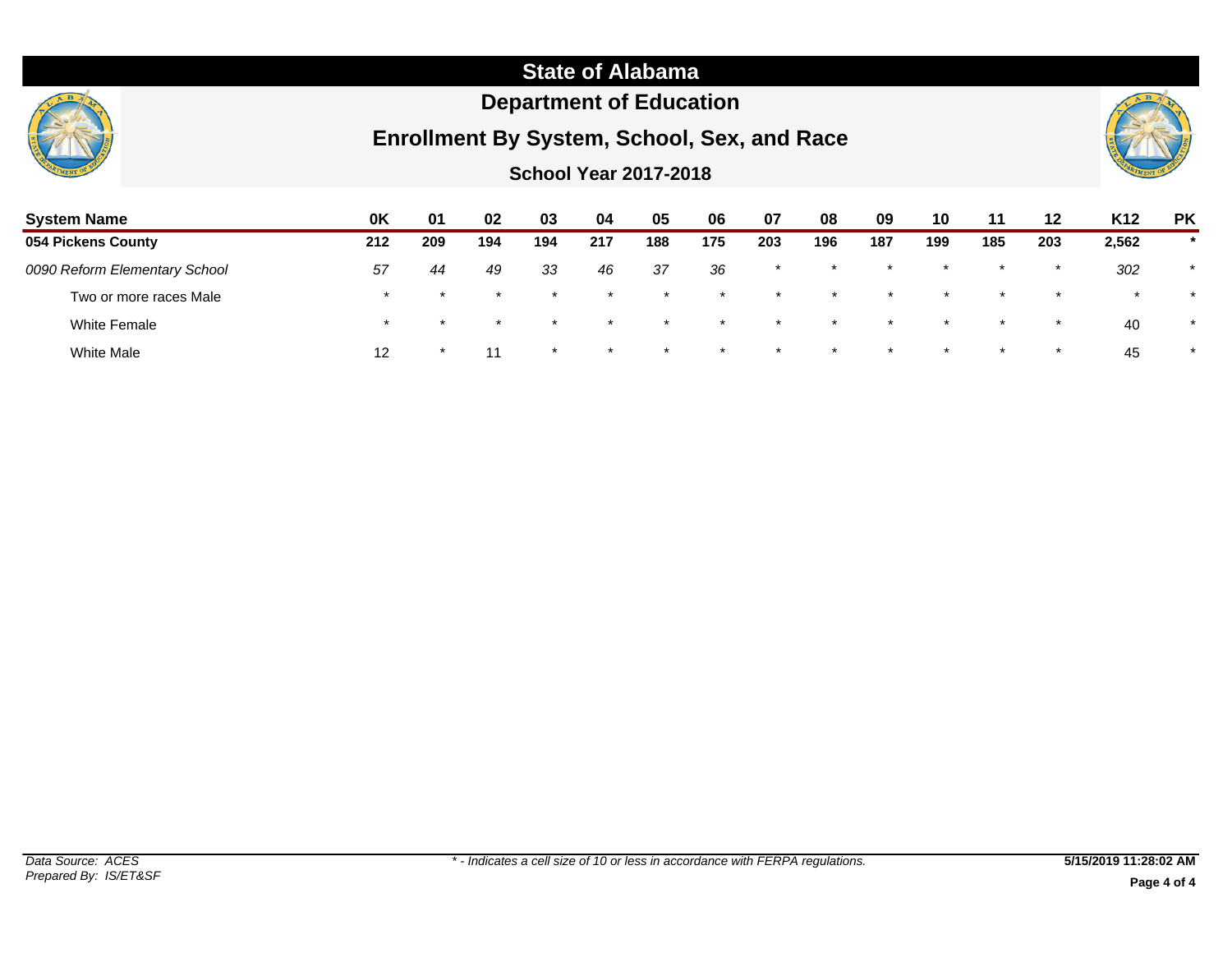# State of Alabama

## Department of Education

## Enrollment By System, School, Sex, and Race

### School Year 2017-2018

| System Name | 0K | 01 | 02 | 03 | 04 | 05 | 06 | 07 | 08 | 09 | 10 | 11 | 12 | K12 | PK |
|---|---|---|---|---|---|---|---|---|---|---|---|---|---|---|---|
| **054 Pickens County** | **212** | **209** | **194** | **194** | **217** | **188** | **175** | **203** | **196** | **187** | **199** | **185** | **203** | **2,562** | ***** |
| *0090 Reform Elementary School* | *57* | *44* | *49* | *33* | *46* | *37* | *36* | * | * | * | * | * | * | *302* | * |
| Two or more races Male | * | * | * | * | * | * | * | * | * | * | * | * | * | * | * |
| White Female | * | * | * | * | * | * | * | * | * | * | * | * | * | 40 | * |
| White Male | 12 | * | 11 | * | * | * | * | * | * | * | * | * | * | 45 | * |

*Data Source: ACES*
*Prepared By: IS/ET&SF*

** - Indicates a cell size of 10 or less in accordance with FERPA regulations.*

**5/15/2019 11:28:02 AM**